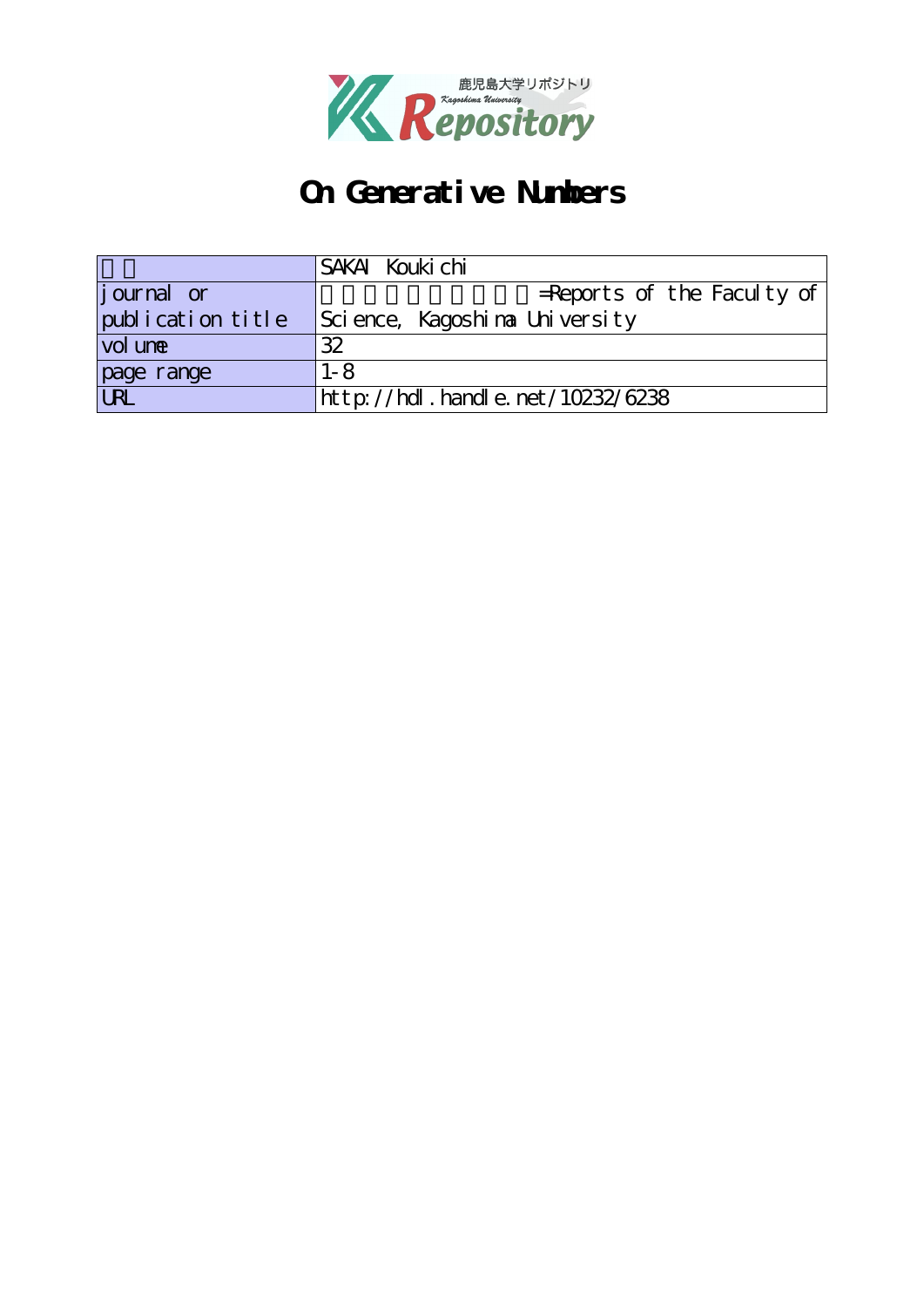# On Generative Numbers

| 著者 | SAKAI Koukichi |
|---|---|
| journal or publication title | 鹿児島大学理学部紀要=Reports of the Faculty of Science, Kagoshima University |
| volume | 32 |
| page range | 1-8 |
| URL | http://hdl.handle.net/10232/6238 |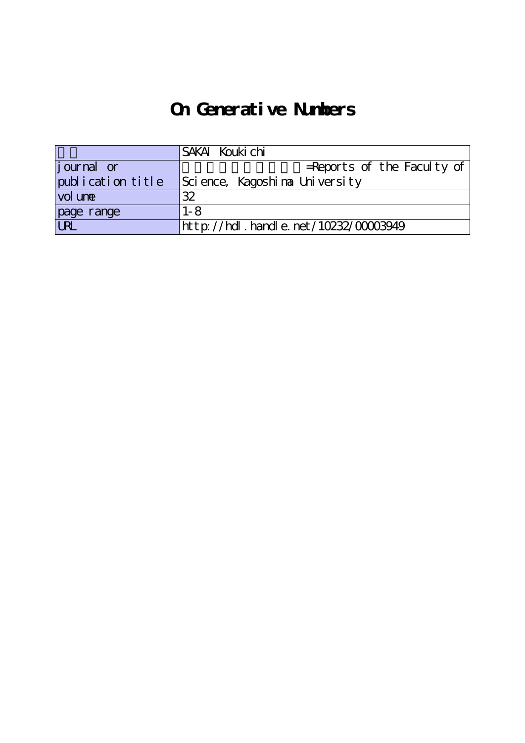# On Generative Numbers

| 著者 | SAKAI Koukichi |
|---|---|
| journal or publication title | =Reports of the Faculty of Science, Kagoshima University |
| volume | 32 |
| page range | 1-8 |
| URL | http://hdl.handle.net/10232/00003949 |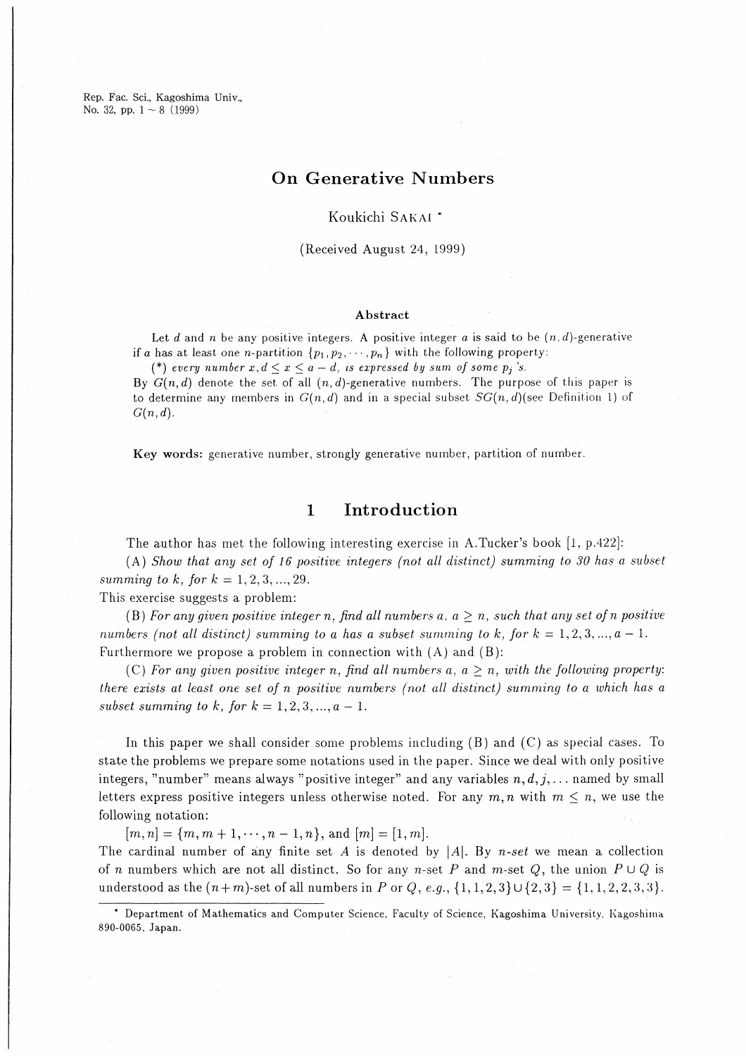# On Generative Numbers

Koukichi SAKAI *

(Received August 24, 1999)

### Abstract

Let $d$ and $n$ be any positive integers. A positive integer $a$ is said to be $(n, d)$-generative if $a$ has at least one $n$-partition $\{p_1, p_2, \cdots, p_n\}$ with the following property:

(*) *every number $x, d \leq x \leq a - d$, is expressed by sum of some $p_j$'s.*

By $G(n, d)$ denote the set of all $(n, d)$-generative numbers. The purpose of this paper is to determine any members in $G(n, d)$ and in a special subset $SG(n, d)$(see Definition 1) of $G(n, d)$.

**Key words:** generative number, strongly generative number, partition of number.

## 1 Introduction

The author has met the following interesting exercise in A.Tucker's book [1, p.422]:

(A) *Show that any set of 16 positive integers (not all distinct) summing to 30 has a subset summing to $k$, for $k = 1, 2, 3, ..., 29$.*

This exercise suggests a problem:

(B) *For any given positive integer $n$, find all numbers $a$, $a \geq n$, such that any set of $n$ positive numbers (not all distinct) summing to $a$ has a subset summing to $k$, for $k = 1, 2, 3, ..., a - 1$.*

Furthermore we propose a problem in connection with (A) and (B):

(C) *For any given positive integer $n$, find all numbers $a$, $a \geq n$, with the following property: there exists at least one set of $n$ positive numbers (not all distinct) summing to $a$ which has a subset summing to $k$, for $k = 1, 2, 3, ..., a - 1$.*

In this paper we shall consider some problems including (B) and (C) as special cases. To state the problems we prepare some notations used in the paper. Since we deal with only positive integers, "number" means always "positive integer" and any variables $n, d, j, \ldots$ named by small letters express positive integers unless otherwise noted. For any $m, n$ with $m \leq n$, we use the following notation:

$[m, n] = \{m, m+1, \cdots, n-1, n\}$, and $[m] = [1, m]$.

The cardinal number of any finite set $A$ is denoted by $|A|$. By *n-set* we mean a collection of $n$ numbers which are not all distinct. So for any $n$-set $P$ and $m$-set $Q$, the union $P \cup Q$ is understood as the $(n+m)$-set of all numbers in $P$ or $Q$, *e.g.*, $\{1, 1, 2, 3\} \cup \{2, 3\} = \{1, 1, 2, 2, 3, 3\}$.

---

* Department of Mathematics and Computer Science, Faculty of Science, Kagoshima University, Kagoshima 890-0065, Japan.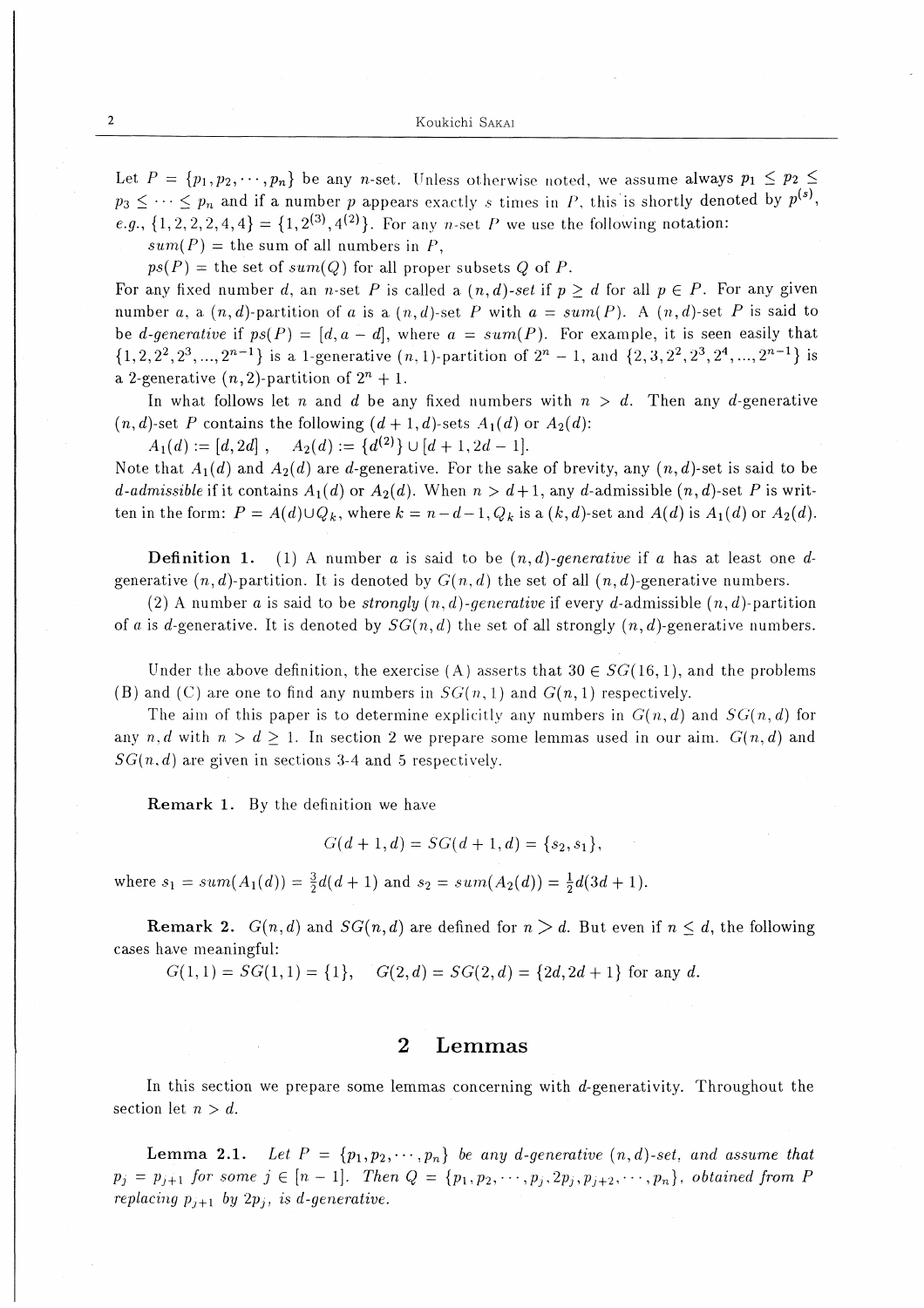Let $P = \{p_1, p_2, \cdots, p_n\}$ be any $n$-set. Unless otherwise noted, we assume always $p_1 \leq p_2 \leq p_3 \leq \cdots \leq p_n$ and if a number $p$ appears exactly $s$ times in $P$, this is shortly denoted by $p^{(s)}$, e.g., $\{1, 2, 2, 2, 4, 4\} = \{1, 2^{(3)}, 4^{(2)}\}$. For any $n$-set $P$ we use the following notation:

$sum(P)$ = the sum of all numbers in $P$,

$ps(P)$ = the set of $sum(Q)$ for all proper subsets $Q$ of $P$.

For any fixed number $d$, an $n$-set $P$ is called a *$(n,d)$-set* if $p \geq d$ for all $p \in P$. For any given number $a$, a $(n,d)$-partition of $a$ is a $(n,d)$-set $P$ with $a = sum(P)$. A $(n,d)$-set $P$ is said to be *$d$-generative* if $ps(P) = [d, a-d]$, where $a = sum(P)$. For example, it is seen easily that $\{1, 2, 2^2, 2^3, ..., 2^{n-1}\}$ is a 1-generative $(n,1)$-partition of $2^n - 1$, and $\{2, 3, 2^2, 2^3, 2^4, ..., 2^{n-1}\}$ is a 2-generative $(n,2)$-partition of $2^n + 1$.

In what follows let $n$ and $d$ be any fixed numbers with $n > d$. Then any $d$-generative $(n,d)$-set $P$ contains the following $(d+1,d)$-sets $A_1(d)$ or $A_2(d)$:

$A_1(d) := [d, 2d]$, $\quad A_2(d) := \{d^{(2)}\} \cup [d+1, 2d-1]$.

Note that $A_1(d)$ and $A_2(d)$ are $d$-generative. For the sake of brevity, any $(n,d)$-set is said to be *$d$-admissible* if it contains $A_1(d)$ or $A_2(d)$. When $n > d+1$, any $d$-admissible $(n,d)$-set $P$ is written in the form: $P = A(d) \cup Q_k$, where $k = n-d-1$, $Q_k$ is a $(k,d)$-set and $A(d)$ is $A_1(d)$ or $A_2(d)$.

**Definition 1.** (1) A number $a$ is said to be *$(n,d)$-generative* if $a$ has at least one $d$-generative $(n,d)$-partition. It is denoted by $G(n,d)$ the set of all $(n,d)$-generative numbers.

(2) A number $a$ is said to be *strongly $(n,d)$-generative* if every $d$-admissible $(n,d)$-partition of $a$ is $d$-generative. It is denoted by $SG(n,d)$ the set of all strongly $(n,d)$-generative numbers.

Under the above definition, the exercise (A) asserts that $30 \in SG(16,1)$, and the problems (B) and (C) are one to find any numbers in $SG(n,1)$ and $G(n,1)$ respectively.

The aim of this paper is to determine explicitly any numbers in $G(n,d)$ and $SG(n,d)$ for any $n, d$ with $n > d \geq 1$. In section 2 we prepare some lemmas used in our aim. $G(n,d)$ and $SG(n,d)$ are given in sections 3-4 and 5 respectively.

**Remark 1.** By the definition we have

$$G(d+1,d) = SG(d+1,d) = \{s_2, s_1\},$$

where $s_1 = sum(A_1(d)) = \frac{3}{2}d(d+1)$ and $s_2 = sum(A_2(d)) = \frac{1}{2}d(3d+1)$.

**Remark 2.** $G(n,d)$ and $SG(n,d)$ are defined for $n > d$. But even if $n \leq d$, the following cases have meaningful:

$G(1,1) = SG(1,1) = \{1\}$, $\quad G(2,d) = SG(2,d) = \{2d, 2d+1\}$ for any $d$.

## 2 Lemmas

In this section we prepare some lemmas concerning with $d$-generativity. Throughout the section let $n > d$.

**Lemma 2.1.** *Let $P = \{p_1, p_2, \cdots, p_n\}$ be any $d$-generative $(n,d)$-set, and assume that $p_j = p_{j+1}$ for some $j \in [n-1]$. Then $Q = \{p_1, p_2, \cdots, p_j, 2p_j, p_{j+2}, \cdots, p_n\}$, obtained from $P$ replacing $p_{j+1}$ by $2p_j$, is $d$-generative.*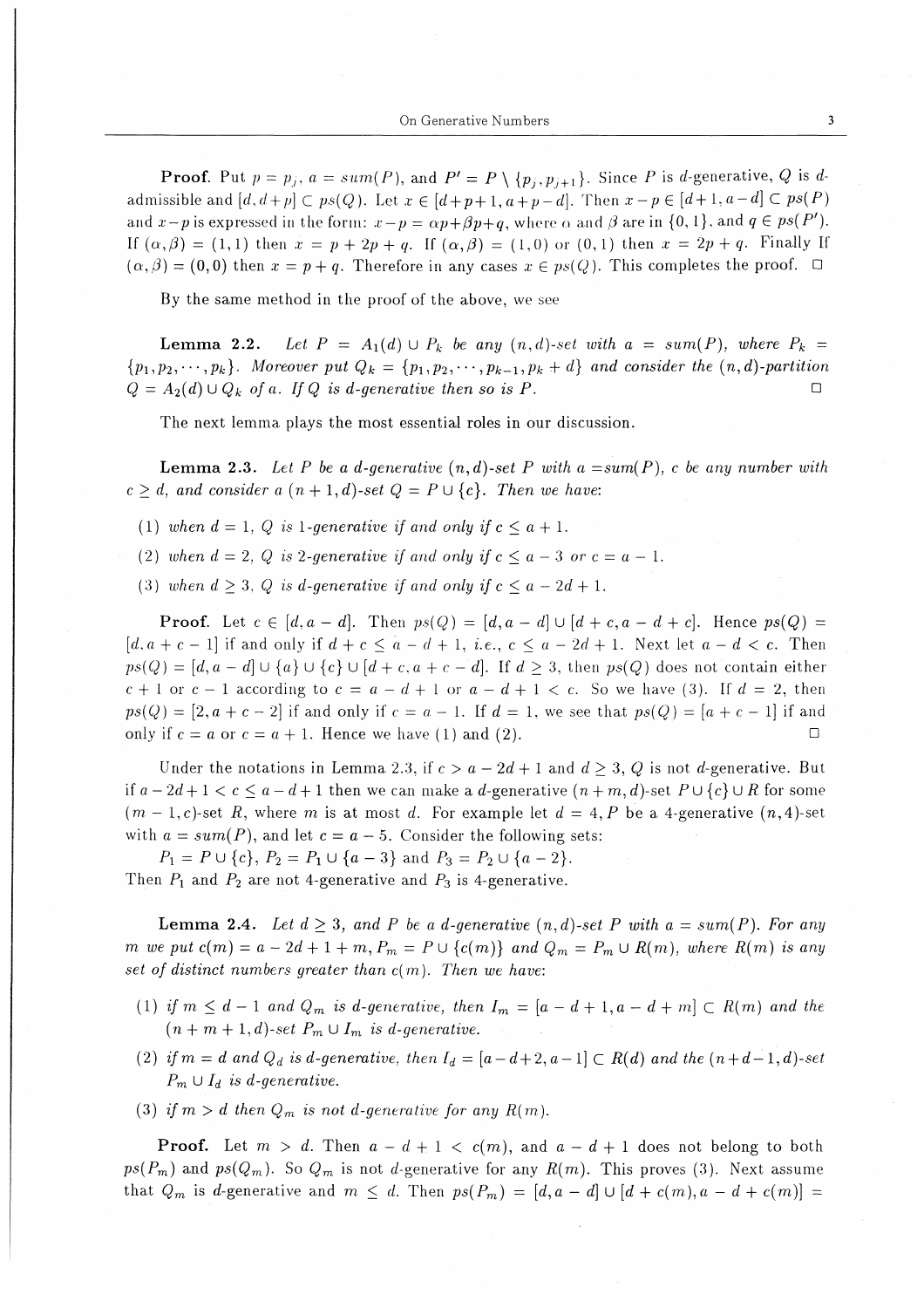**Proof.** Put $p = p_j$, $a = sum(P)$, and $P' = P \setminus \{p_j, p_{j+1}\}$. Since $P$ is $d$-generative, $Q$ is $d$-admissible and $[d, d+p] \subset ps(Q)$. Let $x \in [d+p+1, a+p-d]$. Then $x - p \in [d+1, a-d] \subset ps(P)$ and $x - p$ is expressed in the form: $x - p = \alpha p + \beta p + q$, where $\alpha$ and $\beta$ are in $\{0, 1\}$, and $q \in ps(P')$. If $(\alpha, \beta) = (1, 1)$ then $x = p + 2p + q$. If $(\alpha, \beta) = (1, 0)$ or $(0, 1)$ then $x = 2p + q$. Finally If $(\alpha, \beta) = (0, 0)$ then $x = p + q$. Therefore in any cases $x \in ps(Q)$. This completes the proof. □

By the same method in the proof of the above, we see

**Lemma 2.2.** *Let $P = A_1(d) \cup P_k$ be any $(n, d)$-set with $a = sum(P)$, where $P_k = \{p_1, p_2, \cdots, p_k\}$. Moreover put $Q_k = \{p_1, p_2, \cdots, p_{k-1}, p_k + d\}$ and consider the $(n, d)$-partition $Q = A_2(d) \cup Q_k$ of $a$. If $Q$ is $d$-generative then so is $P$.* □

The next lemma plays the most essential roles in our discussion.

**Lemma 2.3.** *Let $P$ be a $d$-generative $(n, d)$-set $P$ with $a = sum(P)$, $c$ be any number with $c \geq d$, and consider a $(n+1, d)$-set $Q = P \cup \{c\}$. Then we have:*

(1) *when $d = 1$, $Q$ is 1-generative if and only if $c \leq a + 1$.*

(2) *when $d = 2$, $Q$ is 2-generative if and only if $c \leq a - 3$ or $c = a - 1$.*

(3) *when $d \geq 3$, $Q$ is $d$-generative if and only if $c \leq a - 2d + 1$.*

**Proof.** Let $c \in [d, a - d]$. Then $ps(Q) = [d, a - d] \cup [d + c, a - d + c]$. Hence $ps(Q) = [d, a + c - 1]$ if and only if $d + c \leq a - d + 1$, *i.e.*, $c \leq a - 2d + 1$. Next let $a - d < c$. Then $ps(Q) = [d, a - d] \cup \{a\} \cup \{c\} \cup [d + c, a + c - d]$. If $d \geq 3$, then $ps(Q)$ does not contain either $c + 1$ or $c - 1$ according to $c = a - d + 1$ or $a - d + 1 < c$. So we have (3). If $d = 2$, then $ps(Q) = [2, a + c - 2]$ if and only if $c = a - 1$. If $d = 1$, we see that $ps(Q) = [a + c - 1]$ if and only if $c = a$ or $c = a + 1$. Hence we have (1) and (2). □

Under the notations in Lemma 2.3, if $c > a - 2d + 1$ and $d \geq 3$, $Q$ is not $d$-generative. But if $a - 2d + 1 < c \leq a - d + 1$ then we can make a $d$-generative $(n + m, d)$-set $P \cup \{c\} \cup R$ for some $(m - 1, c)$-set $R$, where $m$ is at most $d$. For example let $d = 4$, $P$ be a 4-generative $(n, 4)$-set with $a = sum(P)$, and let $c = a - 5$. Consider the following sets:

$P_1 = P \cup \{c\}$, $P_2 = P_1 \cup \{a - 3\}$ and $P_3 = P_2 \cup \{a - 2\}$.

Then $P_1$ and $P_2$ are not 4-generative and $P_3$ is 4-generative.

**Lemma 2.4.** *Let $d \geq 3$, and $P$ be a $d$-generative $(n, d)$-set $P$ with $a = sum(P)$. For any $m$ we put $c(m) = a - 2d + 1 + m$, $P_m = P \cup \{c(m)\}$ and $Q_m = P_m \cup R(m)$, where $R(m)$ is any set of distinct numbers greater than $c(m)$. Then we have:*

(1) *if $m \leq d - 1$ and $Q_m$ is $d$-generative, then $I_m = [a - d + 1, a - d + m] \subset R(m)$ and the $(n + m + 1, d)$-set $P_m \cup I_m$ is $d$-generative.*

(2) *if $m = d$ and $Q_d$ is $d$-generative, then $I_d = [a - d + 2, a - 1] \subset R(d)$ and the $(n + d - 1, d)$-set $P_m \cup I_d$ is $d$-generative.*

(3) *if $m > d$ then $Q_m$ is not $d$-generative for any $R(m)$.*

**Proof.** Let $m > d$. Then $a - d + 1 < c(m)$, and $a - d + 1$ does not belong to both $ps(P_m)$ and $ps(Q_m)$. So $Q_m$ is not $d$-generative for any $R(m)$. This proves (3). Next assume that $Q_m$ is $d$-generative and $m \leq d$. Then $ps(P_m) = [d, a - d] \cup [d + c(m), a - d + c(m)] =$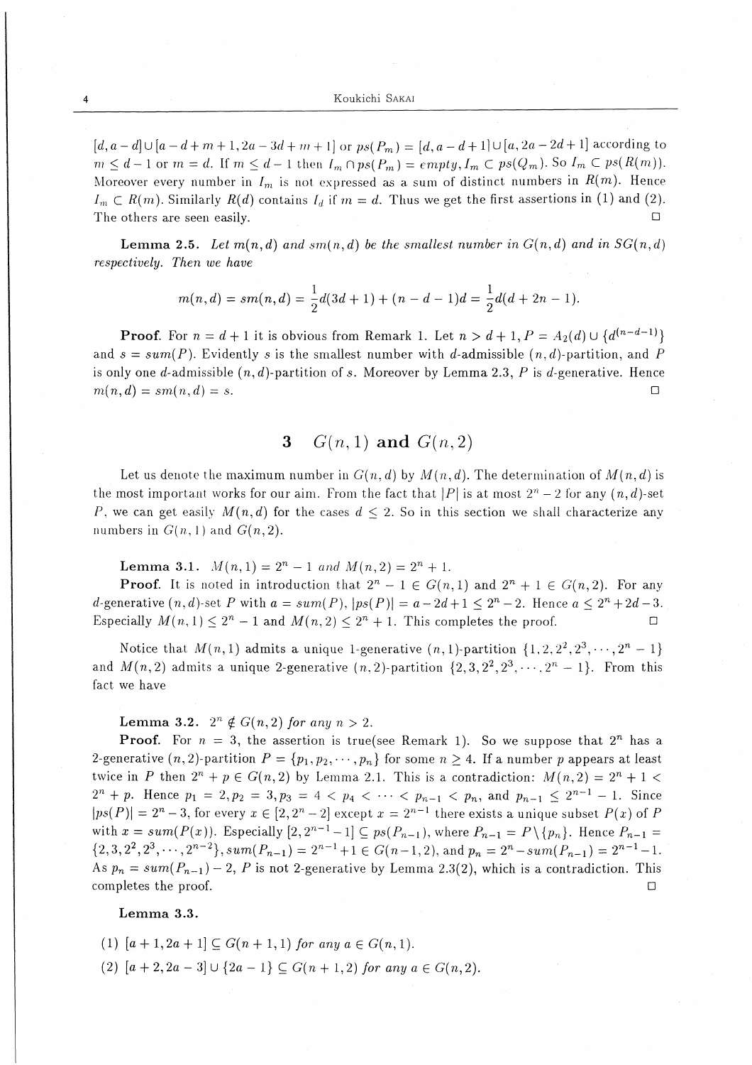$[d, a-d] \cup [a-d+m+1, 2a-3d+m+1]$ or $ps(P_m) = [d, a-d+1] \cup [a, 2a-2d+1]$ according to $m \leq d-1$ or $m = d$. If $m \leq d-1$ then $I_m \cap ps(P_m) = empty, I_m \subset ps(Q_m)$. So $I_m \subset ps(R(m))$. Moreover every number in $I_m$ is not expressed as a sum of distinct numbers in $R(m)$. Hence $I_m \subset R(m)$. Similarly $R(d)$ contains $I_d$ if $m = d$. Thus we get the first assertions in (1) and (2). The others are seen easily. □

**Lemma 2.5.** *Let $m(n,d)$ and $sm(n,d)$ be the smallest number in $G(n,d)$ and in $SG(n,d)$ respectively. Then we have*

$$m(n,d) = sm(n,d) = \frac{1}{2}d(3d+1) + (n-d-1)d = \frac{1}{2}d(d+2n-1).$$

**Proof.** For $n = d+1$ it is obvious from Remark 1. Let $n > d+1, P = A_2(d) \cup \{d^{(n-d-1)}\}$ and $s = sum(P)$. Evidently $s$ is the smallest number with $d$-admissible $(n,d)$-partition, and $P$ is only one $d$-admissible $(n,d)$-partition of $s$. Moreover by Lemma 2.3, $P$ is $d$-generative. Hence $m(n,d) = sm(n,d) = s$. □

## 3 $G(n,1)$ and $G(n,2)$

Let us denote the maximum number in $G(n,d)$ by $M(n,d)$. The determination of $M(n,d)$ is the most important works for our aim. From the fact that $|P|$ is at most $2^n - 2$ for any $(n,d)$-set $P$, we can get easily $M(n,d)$ for the cases $d \leq 2$. So in this section we shall characterize any numbers in $G(n,1)$ and $G(n,2)$.

**Lemma 3.1.** $M(n,1) = 2^n - 1$ *and* $M(n,2) = 2^n + 1$.

**Proof.** It is noted in introduction that $2^n - 1 \in G(n,1)$ and $2^n + 1 \in G(n,2)$. For any $d$-generative $(n,d)$-set $P$ with $a = sum(P)$, $|ps(P)| = a - 2d + 1 \leq 2^n - 2$. Hence $a \leq 2^n + 2d - 3$. Especially $M(n,1) \leq 2^n - 1$ and $M(n,2) \leq 2^n + 1$. This completes the proof. □

Notice that $M(n,1)$ admits a unique 1-generative $(n,1)$-partition $\{1, 2, 2^2, 2^3, \cdots, 2^n - 1\}$ and $M(n,2)$ admits a unique 2-generative $(n,2)$-partition $\{2, 3, 2^2, 2^3, \cdots, 2^n - 1\}$. From this fact we have

**Lemma 3.2.** $2^n \notin G(n,2)$ *for any* $n > 2$.

**Proof.** For $n = 3$, the assertion is true(see Remark 1). So we suppose that $2^n$ has a 2-generative $(n,2)$-partition $P = \{p_1, p_2, \cdots, p_n\}$ for some $n \geq 4$. If a number $p$ appears at least twice in $P$ then $2^n + p \in G(n,2)$ by Lemma 2.1. This is a contradiction: $M(n,2) = 2^n + 1 < 2^n + p$. Hence $p_1 = 2, p_2 = 3, p_3 = 4 < p_4 < \cdots < p_{n-1} < p_n$, and $p_{n-1} \leq 2^{n-1} - 1$. Since $|ps(P)| = 2^n - 3$, for every $x \in [2, 2^n - 2]$ except $x = 2^{n-1}$ there exists a unique subset $P(x)$ of $P$ with $x = sum(P(x))$. Especially $[2, 2^{n-1} - 1] \subseteq ps(P_{n-1})$, where $P_{n-1} = P \setminus \{p_n\}$. Hence $P_{n-1} = \{2, 3, 2^2, 2^3, \cdots, 2^{n-2}\}, sum(P_{n-1}) = 2^{n-1} + 1 \in G(n-1, 2)$, and $p_n = 2^n - sum(P_{n-1}) = 2^{n-1} - 1$. As $p_n = sum(P_{n-1}) - 2$, $P$ is not 2-generative by Lemma 2.3(2), which is a contradiction. This completes the proof. □

**Lemma 3.3.**

(1) $[a+1, 2a+1] \subseteq G(n+1, 1)$ *for any* $a \in G(n,1)$.

(2) $[a+2, 2a-3] \cup \{2a-1\} \subseteq G(n+1, 2)$ *for any* $a \in G(n,2)$.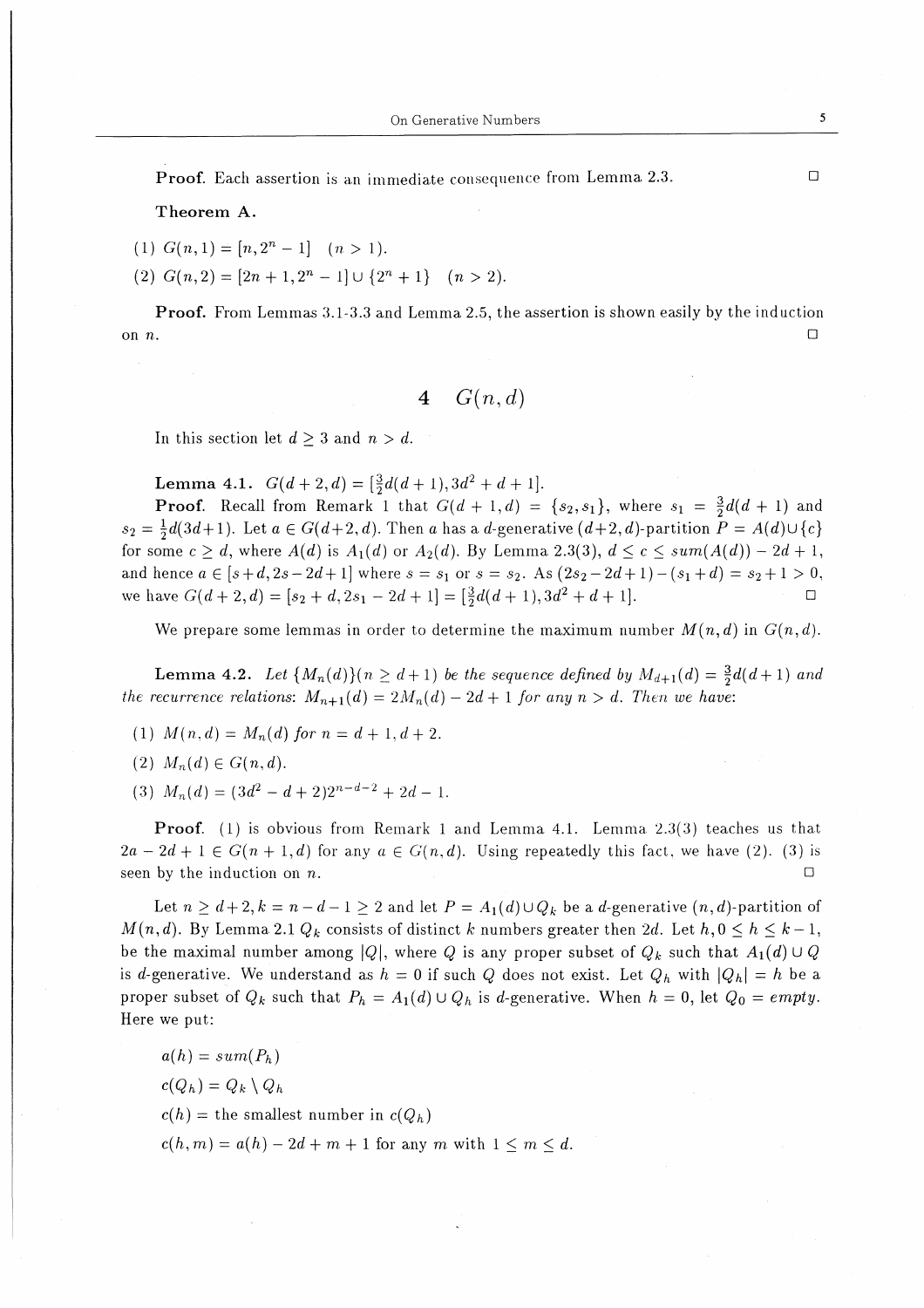**Proof.** Each assertion is an immediate consequence from Lemma 2.3. □

**Theorem A.**

(1) $G(n,1) = [n, 2^n - 1] \quad (n > 1)$.

(2) $G(n,2) = [2n+1, 2^n - 1] \cup \{2^n + 1\} \quad (n > 2)$.

**Proof.** From Lemmas 3.1-3.3 and Lemma 2.5, the assertion is shown easily by the induction on $n$. □

## 4 $G(n,d)$

In this section let $d \geq 3$ and $n > d$.

**Lemma 4.1.** $G(d+2,d) = [\frac{3}{2}d(d+1), 3d^2 + d + 1]$.

**Proof.** Recall from Remark 1 that $G(d+1,d) = \{s_2, s_1\}$, where $s_1 = \frac{3}{2}d(d+1)$ and $s_2 = \frac{1}{2}d(3d+1)$. Let $a \in G(d+2,d)$. Then $a$ has a $d$-generative $(d+2,d)$-partition $P = A(d) \cup \{c\}$ for some $c \geq d$, where $A(d)$ is $A_1(d)$ or $A_2(d)$. By Lemma 2.3(3), $d \leq c \leq sum(A(d)) - 2d + 1$, and hence $a \in [s+d, 2s-2d+1]$ where $s = s_1$ or $s = s_2$. As $(2s_2 - 2d+1) - (s_1 + d) = s_2 + 1 > 0$, we have $G(d+2,d) = [s_2 + d, 2s_1 - 2d + 1] = [\frac{3}{2}d(d+1), 3d^2 + d + 1]$. □

We prepare some lemmas in order to determine the maximum number $M(n,d)$ in $G(n,d)$.

**Lemma 4.2.** *Let $\{M_n(d)\}(n \geq d+1)$ be the sequence defined by $M_{d+1}(d) = \frac{3}{2}d(d+1)$ and the recurrence relations: $M_{n+1}(d) = 2M_n(d) - 2d + 1$ for any $n > d$. Then we have:*

(1) $M(n,d) = M_n(d)$ for $n = d+1, d+2$.

(2) $M_n(d) \in G(n,d)$.

(3) $M_n(d) = (3d^2 - d + 2)2^{n-d-2} + 2d - 1$.

**Proof.** (1) is obvious from Remark 1 and Lemma 4.1. Lemma 2.3(3) teaches us that $2a - 2d + 1 \in G(n+1,d)$ for any $a \in G(n,d)$. Using repeatedly this fact, we have (2). (3) is seen by the induction on $n$. □

Let $n \geq d+2, k = n - d - 1 \geq 2$ and let $P = A_1(d) \cup Q_k$ be a $d$-generative $(n,d)$-partition of $M(n,d)$. By Lemma 2.1 $Q_k$ consists of distinct $k$ numbers greater then $2d$. Let $h, 0 \leq h \leq k-1$, be the maximal number among $|Q|$, where $Q$ is any proper subset of $Q_k$ such that $A_1(d) \cup Q$ is $d$-generative. We understand as $h = 0$ if such $Q$ does not exist. Let $Q_h$ with $|Q_h| = h$ be a proper subset of $Q_k$ such that $P_h = A_1(d) \cup Q_h$ is $d$-generative. When $h = 0$, let $Q_0 = empty$. Here we put:

$a(h) = sum(P_h)$

$c(Q_h) = Q_k \setminus Q_h$

$c(h) =$ the smallest number in $c(Q_h)$

$c(h,m) = a(h) - 2d + m + 1$ for any $m$ with $1 \leq m \leq d$.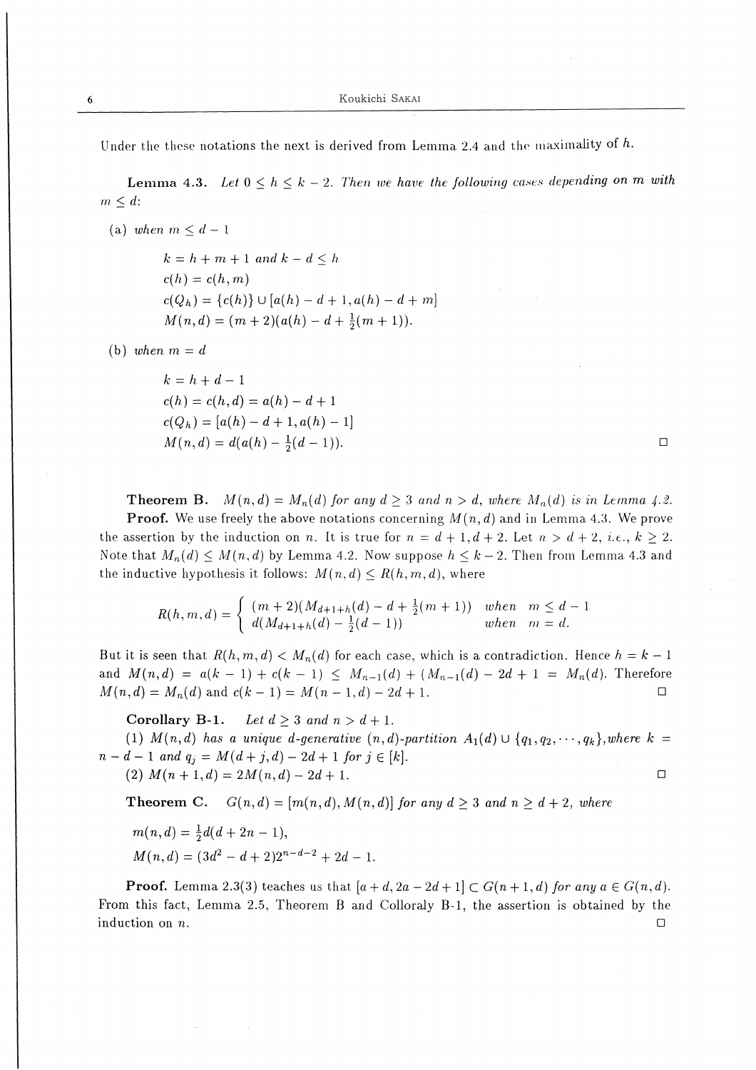Under the these notations the next is derived from Lemma 2.4 and the maximality of $h$.

**Lemma 4.3.** *Let $0 \le h \le k-2$. Then we have the following cases depending on $m$ with $m \le d$:*

(a) *when $m \le d-1$*

$$
\begin{aligned}
& k = h + m + 1 \text{ and } k - d \le h \\
& c(h) = c(h, m) \\
& c(Q_h) = \{c(h)\} \cup [a(h) - d + 1, a(h) - d + m] \\
& M(n,d) = (m+2)(a(h) - d + \tfrac{1}{2}(m+1)).
\end{aligned}
$$

(b) *when $m = d$*

$$
\begin{aligned}
& k = h + d - 1 \\
& c(h) = c(h, d) = a(h) - d + 1 \\
& c(Q_h) = [a(h) - d + 1, a(h) - 1] \\
& M(n,d) = d(a(h) - \tfrac{1}{2}(d-1)).
\end{aligned}
$$

□

**Theorem B.** *$M(n,d) = M_n(d)$ for any $d \ge 3$ and $n > d$, where $M_n(d)$ is in Lemma 4.2.*

**Proof.** We use freely the above notations concerning $M(n,d)$ and in Lemma 4.3. We prove the assertion by the induction on $n$. It is true for $n = d+1, d+2$. Let $n > d+2$, *i.e.*, $k \ge 2$. Note that $M_n(d) \le M(n,d)$ by Lemma 4.2. Now suppose $h \le k-2$. Then from Lemma 4.3 and the inductive hypothesis it follows: $M(n,d) \le R(h,m,d)$, where

$$
R(h,m,d) = \begin{cases} (m+2)(M_{d+1+h}(d) - d + \frac{1}{2}(m+1)) & \text{when} \quad m \le d-1 \\ d(M_{d+1+h}(d) - \frac{1}{2}(d-1)) & \text{when} \quad m = d. \end{cases}
$$

But it is seen that $R(h,m,d) < M_n(d)$ for each case, which is a contradiction. Hence $h = k-1$ and $M(n,d) = a(k-1) + c(k-1) \le M_{n-1}(d) + (M_{n-1}(d) - 2d + 1 = M_n(d)$. Therefore $M(n,d) = M_n(d)$ and $c(k-1) = M(n-1,d) - 2d + 1$. □

**Corollary B-1.** *Let $d \ge 3$ and $n > d+1$.*

(1) *$M(n,d)$ has a unique $d$-generative $(n,d)$-partition $A_1(d) \cup \{q_1, q_2, \cdots, q_k\}$, where $k = n - d - 1$ and $q_j = M(d+j, d) - 2d + 1$ for $j \in [k]$.*

(2) *$M(n+1, d) = 2M(n,d) - 2d + 1$.* □

**Theorem C.** *$G(n,d) = [m(n,d), M(n,d)]$ for any $d \ge 3$ and $n \ge d+2$, where*

$$
\begin{aligned}
& m(n,d) = \tfrac{1}{2}d(d + 2n - 1), \\
& M(n,d) = (3d^2 - d + 2)2^{n-d-2} + 2d - 1.
\end{aligned}
$$

**Proof.** Lemma 2.3(3) teaches us that $[a+d, 2a-2d+1] \subset G(n+1,d)$ *for any* $a \in G(n,d)$. From this fact, Lemma 2.5, Theorem B and Colloraly B-1, the assertion is obtained by the induction on $n$. □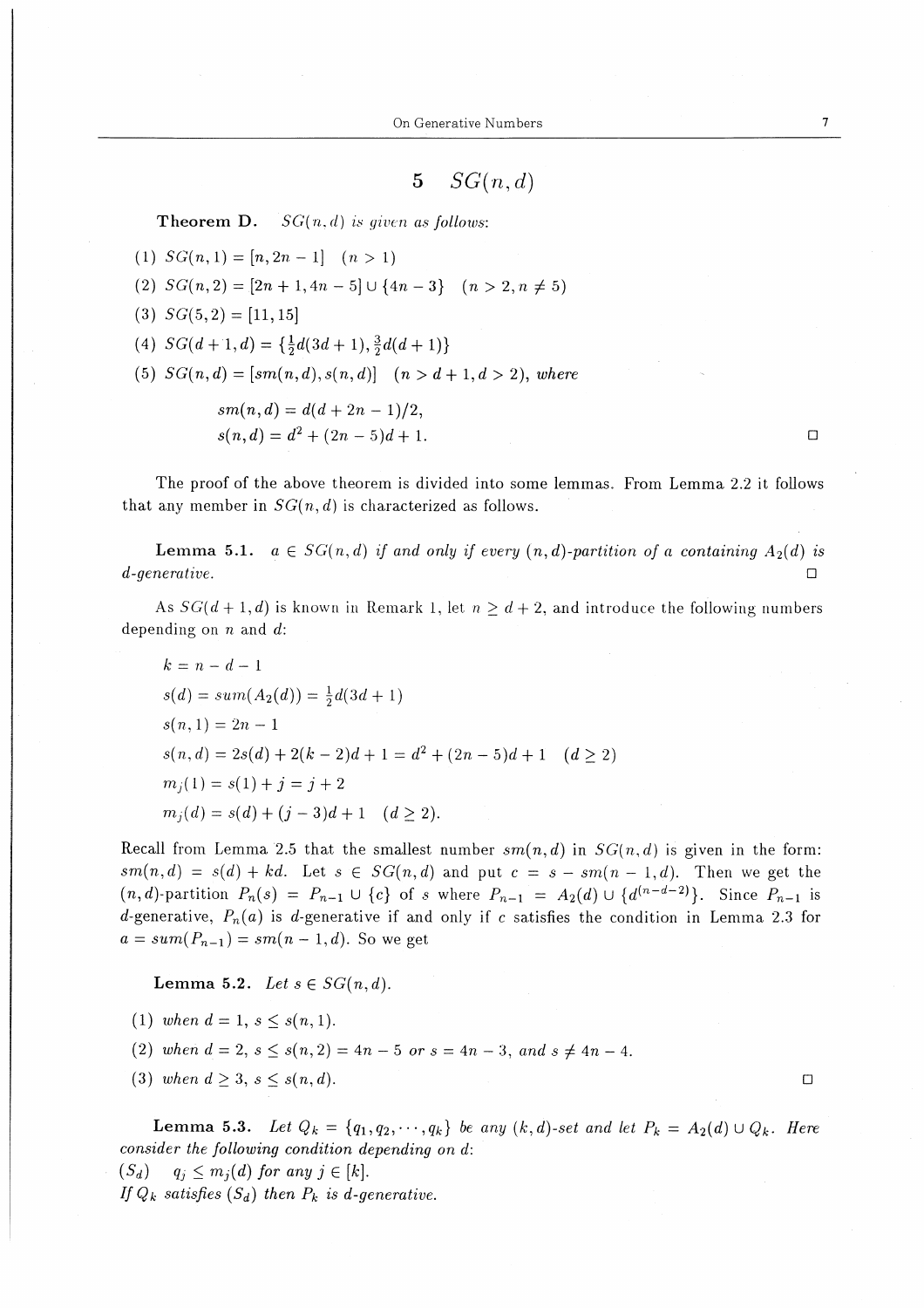# 5 $SG(n,d)$

**Theorem D.** *$SG(n,d)$ is given as follows:*

(1) $SG(n,1) = [n, 2n-1] \quad (n > 1)$

(2) $SG(n,2) = [2n+1, 4n-5] \cup \{4n-3\} \quad (n > 2, n \neq 5)$

(3) $SG(5,2) = [11, 15]$

(4) $SG(d+1,d) = \{\frac{1}{2}d(3d+1), \frac{3}{2}d(d+1)\}$

(5) $SG(n,d) = [sm(n,d), s(n,d)] \quad (n > d+1, d > 2)$, *where*

$$sm(n,d) = d(d+2n-1)/2,$$
$$s(n,d) = d^2 + (2n-5)d + 1.$$

□

The proof of the above theorem is divided into some lemmas. From Lemma 2.2 it follows that any member in $SG(n,d)$ is characterized as follows.

**Lemma 5.1.** *$a \in SG(n,d)$ if and only if every $(n,d)$-partition of $a$ containing $A_2(d)$ is $d$-generative.* □

As $SG(d+1,d)$ is known in Remark 1, let $n \geq d+2$, and introduce the following numbers depending on $n$ and $d$:

$$k = n - d - 1$$
$$s(d) = sum(A_2(d)) = \tfrac{1}{2}d(3d+1)$$
$$s(n,1) = 2n - 1$$
$$s(n,d) = 2s(d) + 2(k-2)d + 1 = d^2 + (2n-5)d + 1 \quad (d \geq 2)$$
$$m_j(1) = s(1) + j = j + 2$$
$$m_j(d) = s(d) + (j-3)d + 1 \quad (d \geq 2).$$

Recall from Lemma 2.5 that the smallest number $sm(n,d)$ in $SG(n,d)$ is given in the form: $sm(n,d) = s(d) + kd$. Let $s \in SG(n,d)$ and put $c = s - sm(n-1,d)$. Then we get the $(n,d)$-partition $P_n(s) = P_{n-1} \cup \{c\}$ of $s$ where $P_{n-1} = A_2(d) \cup \{d^{(n-d-2)}\}$. Since $P_{n-1}$ is $d$-generative, $P_n(a)$ is $d$-generative if and only if $c$ satisfies the condition in Lemma 2.3 for $a = sum(P_{n-1}) = sm(n-1,d)$. So we get

**Lemma 5.2.** *Let $s \in SG(n,d)$.*

(1) *when $d = 1$, $s \leq s(n,1)$.*

(2) *when $d = 2$, $s \leq s(n,2) = 4n-5$ or $s = 4n-3$, and $s \neq 4n-4$.*

(3) *when $d \geq 3$, $s \leq s(n,d)$.* □

**Lemma 5.3.** *Let $Q_k = \{q_1, q_2, \cdots, q_k\}$ be any $(k,d)$-set and let $P_k = A_2(d) \cup Q_k$. Here consider the following condition depending on $d$:*
$(S_d) \quad q_j \leq m_j(d)$ *for any $j \in [k]$.*
*If $Q_k$ satisfies $(S_d)$ then $P_k$ is $d$-generative.*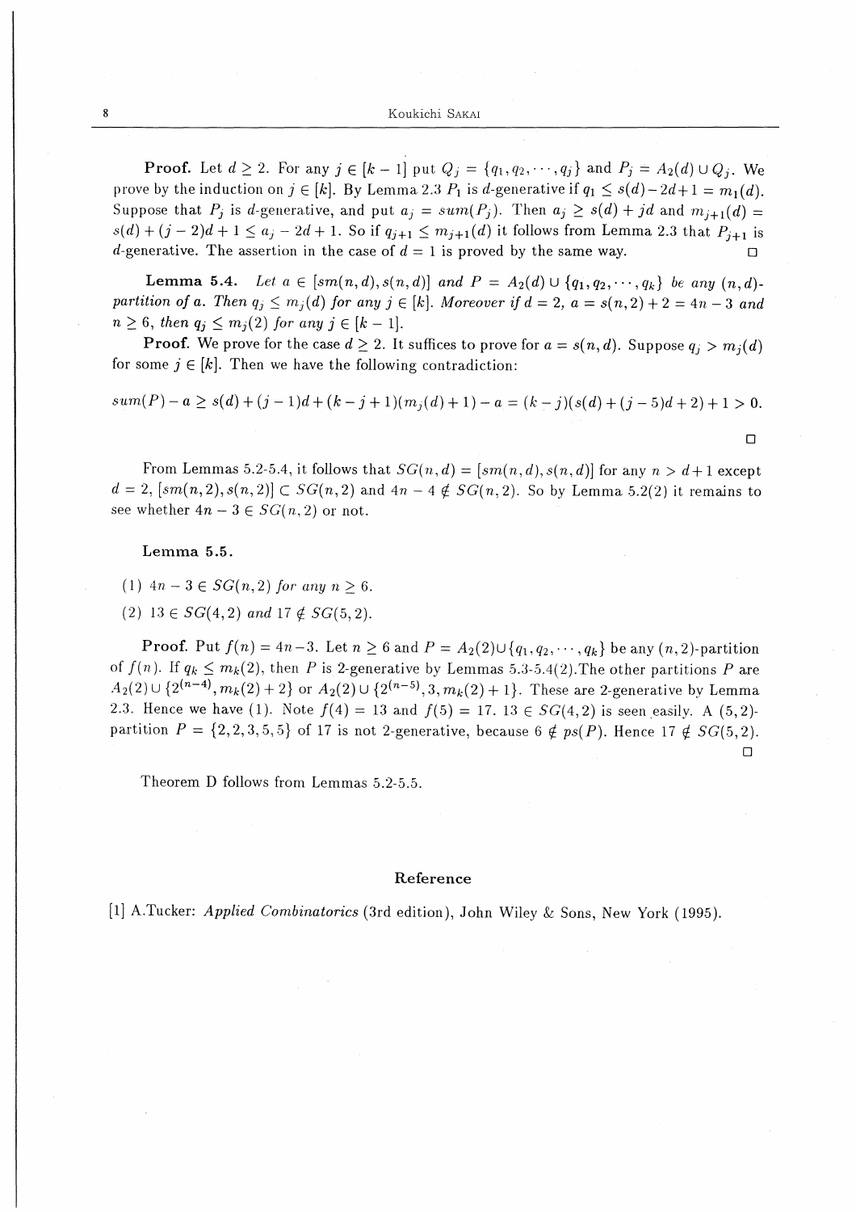**Proof.** Let $d \geq 2$. For any $j \in [k-1]$ put $Q_j = \{q_1, q_2, \cdots, q_j\}$ and $P_j = A_2(d) \cup Q_j$. We prove by the induction on $j \in [k]$. By Lemma 2.3 $P_1$ is $d$-generative if $q_1 \leq s(d) - 2d + 1 = m_1(d)$. Suppose that $P_j$ is $d$-generative, and put $a_j = sum(P_j)$. Then $a_j \geq s(d) + jd$ and $m_{j+1}(d) = s(d) + (j-2)d + 1 \leq a_j - 2d + 1$. So if $q_{j+1} \leq m_{j+1}(d)$ it follows from Lemma 2.3 that $P_{j+1}$ is $d$-generative. The assertion in the case of $d = 1$ is proved by the same way. □

**Lemma 5.4.** *Let $a \in [sm(n,d), s(n,d)]$ and $P = A_2(d) \cup \{q_1, q_2, \cdots, q_k\}$ be any $(n,d)$-partition of $a$. Then $q_j \leq m_j(d)$ for any $j \in [k]$. Moreover if $d = 2$, $a = s(n,2) + 2 = 4n - 3$ and $n \geq 6$, then $q_j \leq m_j(2)$ for any $j \in [k-1]$.*

**Proof.** We prove for the case $d \geq 2$. It suffices to prove for $a = s(n,d)$. Suppose $q_j > m_j(d)$ for some $j \in [k]$. Then we have the following contradiction:

$$sum(P) - a \geq s(d) + (j-1)d + (k-j+1)(m_j(d)+1) - a = (k-j)(s(d) + (j-5)d + 2) + 1 > 0.$$

□

From Lemmas 5.2-5.4, it follows that $SG(n,d) = [sm(n,d), s(n,d)]$ for any $n > d+1$ except $d = 2$, $[sm(n,2), s(n,2)] \subset SG(n,2)$ and $4n - 4 \notin SG(n,2)$. So by Lemma 5.2(2) it remains to see whether $4n - 3 \in SG(n,2)$ or not.

**Lemma 5.5.**

(1) $4n - 3 \in SG(n,2)$ *for any* $n \geq 6$.

(2) $13 \in SG(4,2)$ *and* $17 \notin SG(5,2)$.

**Proof.** Put $f(n) = 4n - 3$. Let $n \geq 6$ and $P = A_2(2) \cup \{q_1, q_2, \cdots, q_k\}$ be any $(n,2)$-partition of $f(n)$. If $q_k \leq m_k(2)$, then $P$ is 2-generative by Lemmas 5.3-5.4(2).The other partitions $P$ are $A_2(2) \cup \{2^{(n-4)}, m_k(2) + 2\}$ or $A_2(2) \cup \{2^{(n-5)}, 3, m_k(2) + 1\}$. These are 2-generative by Lemma 2.3. Hence we have (1). Note $f(4) = 13$ and $f(5) = 17$. $13 \in SG(4,2)$ is seen easily. A $(5,2)$-partition $P = \{2, 2, 3, 5, 5\}$ of 17 is not 2-generative, because $6 \notin ps(P)$. Hence $17 \notin SG(5,2)$. □

Theorem D follows from Lemmas 5.2-5.5.

## Reference

[1] A.Tucker: *Applied Combinatorics* (3rd edition), John Wiley & Sons, New York (1995).